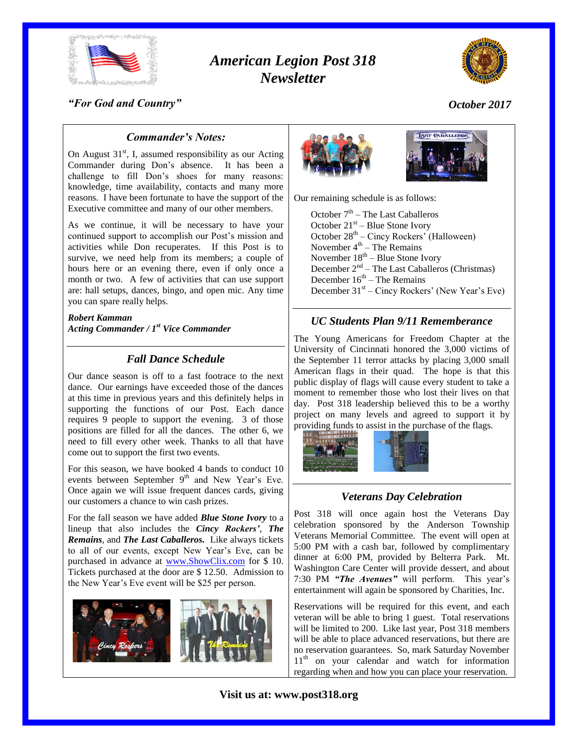# *American Legion Post 318 Newsletter*

*"For God and Country"*

*October 2017*

## *Commander's Notes:*

On August 31st, I, assumed responsibility as our Acting Commander during Don's absence. It has been a challenge to fill Don's shoes for many reasons: knowledge, time availability, contacts and many more reasons. I have been fortunate to have the support of the Executive committee and many of our other members.

As we continue, it will be necessary to have your continued support to accomplish our Post's mission and activities while Don recuperates. If this Post is to survive, we need help from its members; a couple of hours here or an evening there, even if only once a month or two. A few of activities that can use support are: hall setups, dances, bingo, and open mic. Any time you can spare really helps.

***Robert Kamman***
***Acting Commander / 1st Vice Commander***

## *Fall Dance Schedule*

Our dance season is off to a fast footrace to the next dance. Our earnings have exceeded those of the dances at this time in previous years and this definitely helps in supporting the functions of our Post. Each dance requires 9 people to support the evening. 3 of those positions are filled for all the dances. The other 6, we need to fill every other week. Thanks to all that have come out to support the first two events.

For this season, we have booked 4 bands to conduct 10 events between September 9th and New Year's Eve. Once again we will issue frequent dances cards, giving our customers a chance to win cash prizes.

For the fall season we have added ***Blue Stone Ivory*** to a lineup that also includes the ***Cincy Rockers'***, ***The Remains***, and ***The Last Caballeros.*** Like always tickets to all of our events, except New Year's Eve, can be purchased in advance at www.ShowClix.com for $ 10. Tickets purchased at the door are $ 12.50. Admission to the New Year's Eve event will be $25 per person.

Our remaining schedule is as follows:

- October 7th – The Last Caballeros
- October 21st – Blue Stone Ivory
- October 28th – Cincy Rockers' (Halloween)
- November 4th – The Remains
- November 18th – Blue Stone Ivory
- December 2nd – The Last Caballeros (Christmas)
- December 16th – The Remains
- December 31st – Cincy Rockers' (New Year's Eve)

## *UC Students Plan 9/11 Rememberance*

The Young Americans for Freedom Chapter at the University of Cincinnati honored the 3,000 victims of the September 11 terror attacks by placing 3,000 small American flags in their quad. The hope is that this public display of flags will cause every student to take a moment to remember those who lost their lives on that day. Post 318 leadership believed this to be a worthy project on many levels and agreed to support it by providing funds to assist in the purchase of the flags.

## *Veterans Day Celebration*

Post 318 will once again host the Veterans Day celebration sponsored by the Anderson Township Veterans Memorial Committee. The event will open at 5:00 PM with a cash bar, followed by complimentary dinner at 6:00 PM, provided by Belterra Park. Mt. Washington Care Center will provide dessert, and about 7:30 PM ***"The Avenues"*** will perform. This year's entertainment will again be sponsored by Charities, Inc.

Reservations will be required for this event, and each veteran will be able to bring 1 guest. Total reservations will be limited to 200. Like last year, Post 318 members will be able to place advanced reservations, but there are no reservation guarantees. So, mark Saturday November 11th on your calendar and watch for information regarding when and how you can place your reservation.

**Visit us at: www.post318.org**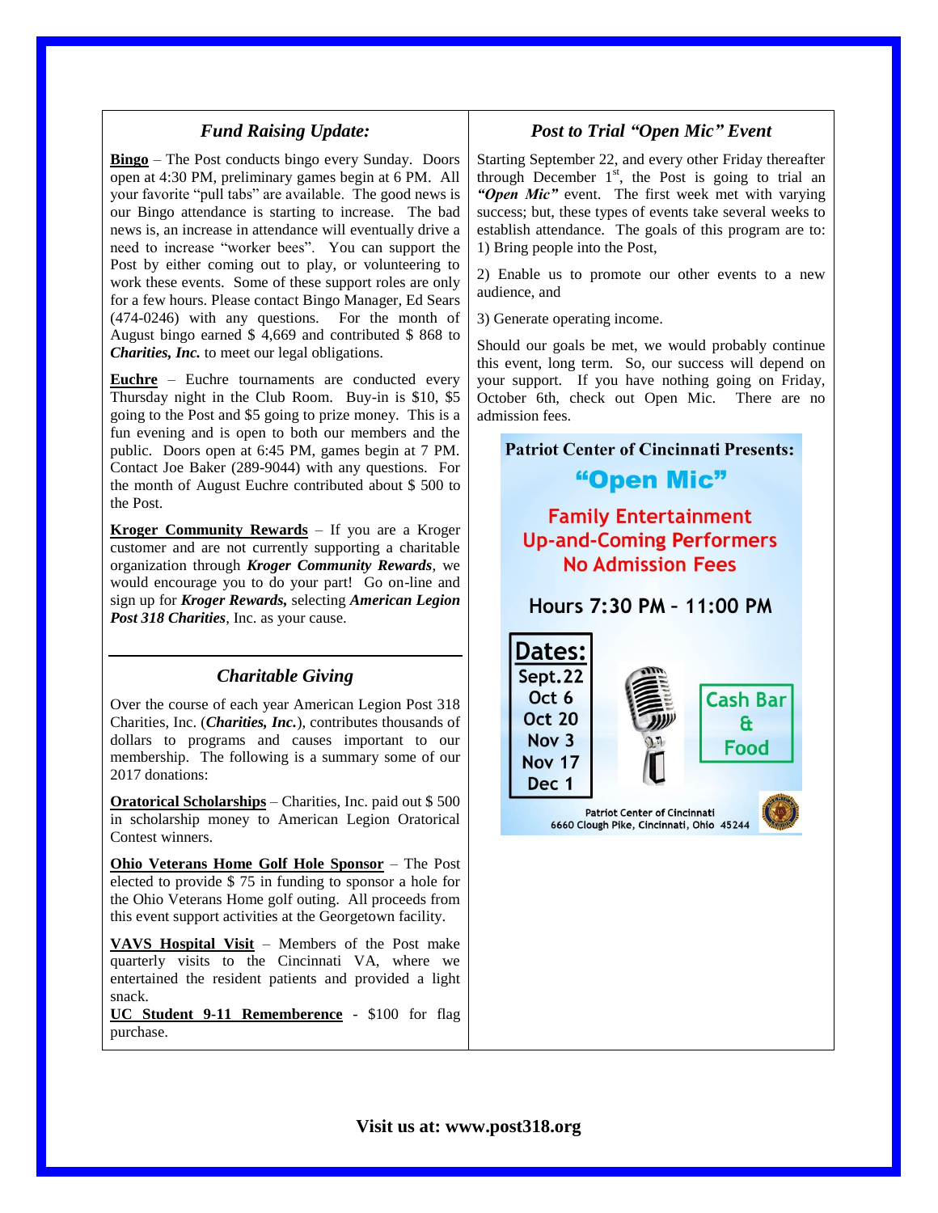## *Fund Raising Update:*

**Bingo** – The Post conducts bingo every Sunday. Doors open at 4:30 PM, preliminary games begin at 6 PM. All your favorite "pull tabs" are available. The good news is our Bingo attendance is starting to increase. The bad news is, an increase in attendance will eventually drive a need to increase "worker bees". You can support the Post by either coming out to play, or volunteering to work these events. Some of these support roles are only for a few hours. Please contact Bingo Manager, Ed Sears (474-0246) with any questions. For the month of August bingo earned $ 4,669 and contributed $ 868 to ***Charities, Inc.*** to meet our legal obligations.

**Euchre** – Euchre tournaments are conducted every Thursday night in the Club Room. Buy-in is $10, $5 going to the Post and $5 going to prize money. This is a fun evening and is open to both our members and the public. Doors open at 6:45 PM, games begin at 7 PM. Contact Joe Baker (289-9044) with any questions. For the month of August Euchre contributed about $ 500 to the Post.

**Kroger Community Rewards** – If you are a Kroger customer and are not currently supporting a charitable organization through ***Kroger Community Rewards***, we would encourage you to do your part! Go on-line and sign up for ***Kroger Rewards,*** selecting ***American Legion Post 318 Charities***, Inc. as your cause.

## *Charitable Giving*

Over the course of each year American Legion Post 318 Charities, Inc. (***Charities, Inc.***), contributes thousands of dollars to programs and causes important to our membership. The following is a summary some of our 2017 donations:

**Oratorical Scholarships** – Charities, Inc. paid out $ 500 in scholarship money to American Legion Oratorical Contest winners.

**Ohio Veterans Home Golf Hole Sponsor** – The Post elected to provide $ 75 in funding to sponsor a hole for the Ohio Veterans Home golf outing. All proceeds from this event support activities at the Georgetown facility.

**VAVS Hospital Visit** – Members of the Post make quarterly visits to the Cincinnati VA, where we entertained the resident patients and provided a light snack.

**UC Student 9-11 Rememberence** - $100 for flag purchase.

## *Post to Trial "Open Mic" Event*

Starting September 22, and every other Friday thereafter through December 1st, the Post is going to trial an ***"Open Mic"*** event. The first week met with varying success; but, these types of events take several weeks to establish attendance. The goals of this program are to: 1) Bring people into the Post,

2) Enable us to promote our other events to a new audience, and

3) Generate operating income.

Should our goals be met, we would probably continue this event, long term. So, our success will depend on your support. If you have nothing going on Friday, October 6th, check out Open Mic. There are no admission fees.

**Patriot Center of Cincinnati Presents:**

**"Open Mic"**

**Family Entertainment**
**Up-and-Coming Performers**
**No Admission Fees**

**Hours 7:30 PM – 11:00 PM**

**Dates:**
Sept.22
Oct 6
Oct 20
Nov 3
Nov 17
Dec 1

**Cash Bar & Food**

Patriot Center of Cincinnati
6660 Clough Pike, Cincinnati, Ohio 45244

**Visit us at: www.post318.org**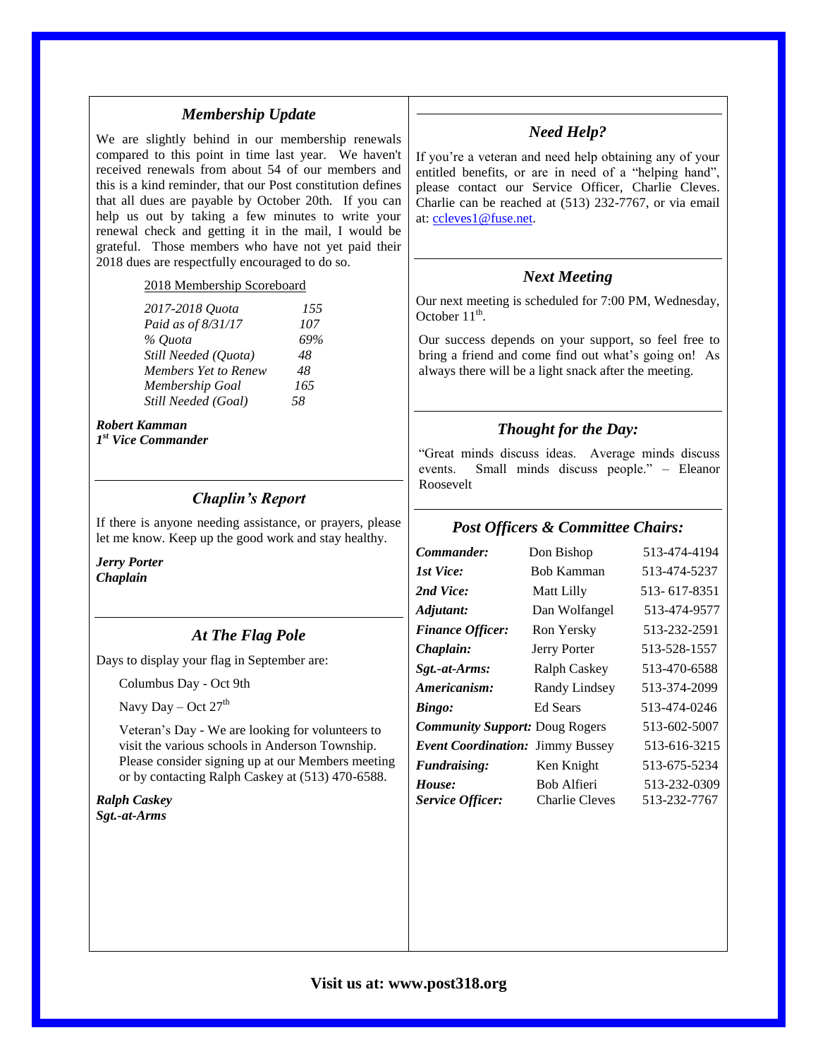## *Membership Update*

We are slightly behind in our membership renewals compared to this point in time last year. We haven't received renewals from about 54 of our members and this is a kind reminder, that our Post constitution defines that all dues are payable by October 20th. If you can help us out by taking a few minutes to write your renewal check and getting it in the mail, I would be grateful. Those members who have not yet paid their 2018 dues are respectfully encouraged to do so.

2018 Membership Scoreboard

| | |
|---|---|
| *2017-2018 Quota* | *155* |
| *Paid as of 8/31/17* | *107* |
| *% Quota* | *69%* |
| *Still Needed (Quota)* | *48* |
| *Members Yet to Renew* | *48* |
| *Membership Goal* | *165* |
| *Still Needed (Goal)* | *58* |

***Robert Kamman***
***1st Vice Commander***

## *Chaplin's Report*

If there is anyone needing assistance, or prayers, please let me know. Keep up the good work and stay healthy.

***Jerry Porter***
***Chaplain***

## *At The Flag Pole*

Days to display your flag in September are:

Columbus Day - Oct 9th

Navy Day – Oct 27th

Veteran's Day - We are looking for volunteers to visit the various schools in Anderson Township. Please consider signing up at our Members meeting or by contacting Ralph Caskey at (513) 470-6588.

***Ralph Caskey***
***Sgt.-at-Arms***

## *Need Help?*

If you're a veteran and need help obtaining any of your entitled benefits, or are in need of a "helping hand", please contact our Service Officer, Charlie Cleves. Charlie can be reached at (513) 232-7767, or via email at: ccleves1@fuse.net.

## *Next Meeting*

Our next meeting is scheduled for 7:00 PM, Wednesday, October 11th.

Our success depends on your support, so feel free to bring a friend and come find out what's going on! As always there will be a light snack after the meeting.

## *Thought for the Day:*

"Great minds discuss ideas. Average minds discuss events. Small minds discuss people." – Eleanor Roosevelt

## *Post Officers & Committee Chairs:*

| | | |
|---|---|---|
| ***Commander:*** | Don Bishop | 513-474-4194 |
| ***1st Vice:*** | Bob Kamman | 513-474-5237 |
| ***2nd Vice:*** | Matt Lilly | 513- 617-8351 |
| ***Adjutant:*** | Dan Wolfangel | 513-474-9577 |
| ***Finance Officer:*** | Ron Yersky | 513-232-2591 |
| ***Chaplain:*** | Jerry Porter | 513-528-1557 |
| ***Sgt.-at-Arms:*** | Ralph Caskey | 513-470-6588 |
| ***Americanism:*** | Randy Lindsey | 513-374-2099 |
| ***Bingo:*** | Ed Sears | 513-474-0246 |
| ***Community Support:*** | Doug Rogers | 513-602-5007 |
| ***Event Coordination:*** | Jimmy Bussey | 513-616-3215 |
| ***Fundraising:*** | Ken Knight | 513-675-5234 |
| ***House:*** | Bob Alfieri | 513-232-0309 |
| ***Service Officer:*** | Charlie Cleves | 513-232-7767 |

**Visit us at: www.post318.org**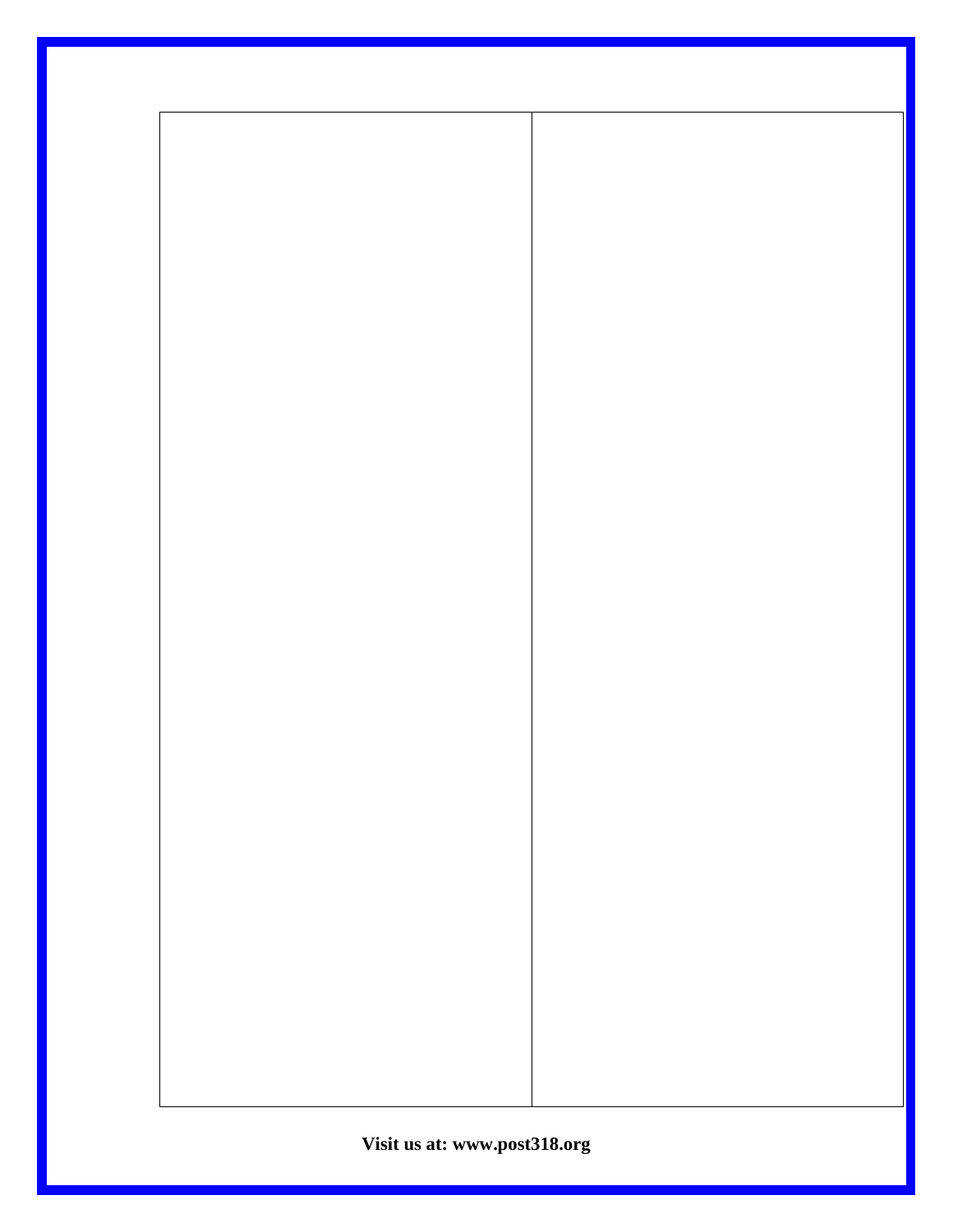**Visit us at: www.post318.org**